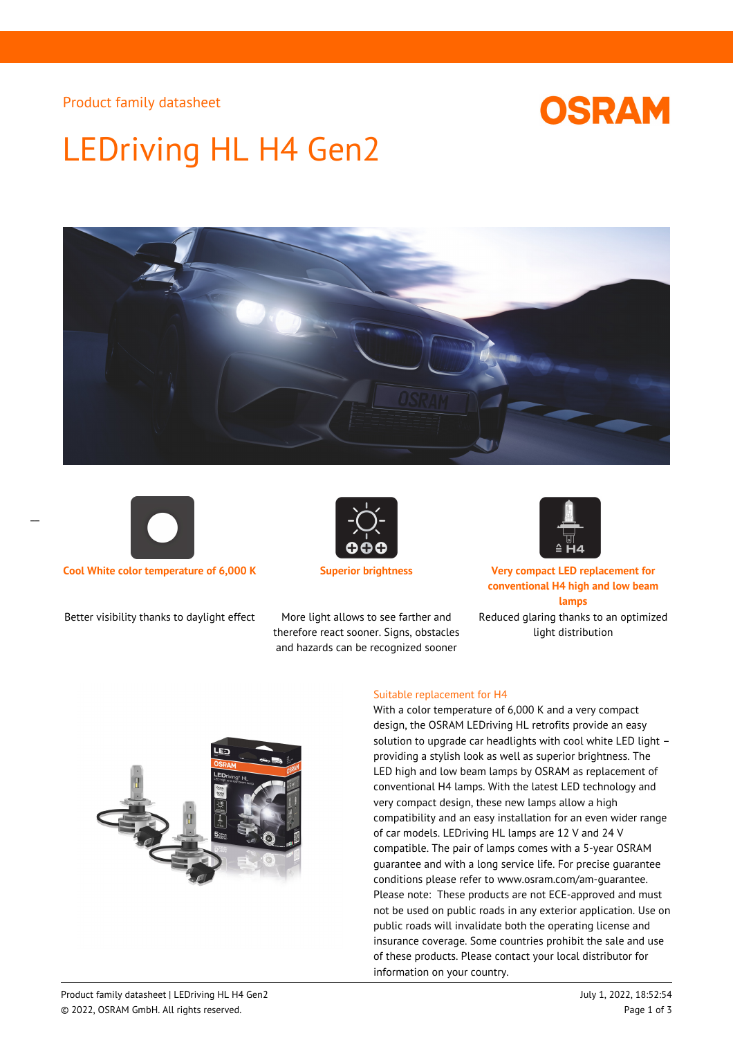Product family datasheet

# LEDriving HL H4 Gen2

**Cool White color temperature of 6,000 K**

Better visibility thanks to daylight effect

**Superior brightness**

More light allows to see farther and therefore react sooner. Signs, obstacles and hazards can be recognized sooner

**Very compact LED replacement for conventional H4 high and low beam lamps**

Reduced glaring thanks to an optimized light distribution

## Suitable replacement for H4

With a color temperature of 6,000 K and a very compact design, the OSRAM LEDriving HL retrofits provide an easy solution to upgrade car headlights with cool white LED light – providing a stylish look as well as superior brightness. The LED high and low beam lamps by OSRAM as replacement of conventional H4 lamps. With the latest LED technology and very compact design, these new lamps allow a high compatibility and an easy installation for an even wider range of car models. LEDriving HL lamps are 12 V and 24 V compatible. The pair of lamps comes with a 5-year OSRAM guarantee and with a long service life. For precise guarantee conditions please refer to www.osram.com/am-guarantee. Please note: These products are not ECE-approved and must not be used on public roads in any exterior application. Use on public roads will invalidate both the operating license and insurance coverage. Some countries prohibit the sale and use of these products. Please contact your local distributor for information on your country.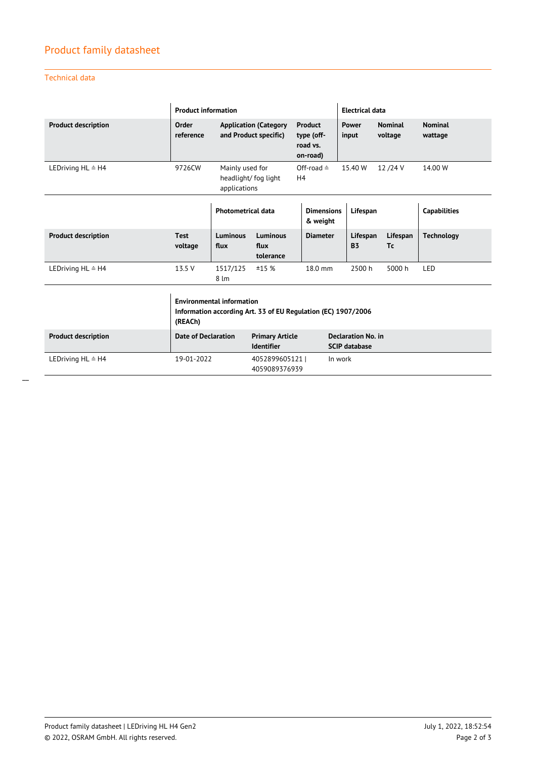# Product family datasheet

## Technical data

| | Product information | | | Electrical data | | |
|---|---|---|---|---|---|---|
| **Product description** | **Order reference** | **Application (Category and Product specific)** | **Product type (off-road vs. on-road)** | **Power input** | **Nominal voltage** | **Nominal wattage** |
| LEDriving HL ≙ H4 | 9726CW | Mainly used for headlight/ fog light applications | Off-road ≙ H4 | 15.40 W | 12 /24 V | 14.00 W |

| | | Photometrical data | | Dimensions & weight | Lifespan | | Capabilities |
|---|---|---|---|---|---|---|---|
| **Product description** | **Test voltage** | **Luminous flux** | **Luminous flux tolerance** | **Diameter** | **Lifespan B3** | **Lifespan Tc** | **Technology** |
| LEDriving HL ≙ H4 | 13.5 V | 1517/1258 lm | ±15 % | 18.0 mm | 2500 h | 5000 h | LED |

| | Environmental information Information according Art. 33 of EU Regulation (EC) 1907/2006 (REACh) | | |
|---|---|---|---|
| **Product description** | **Date of Declaration** | **Primary Article Identifier** | **Declaration No. in SCIP database** |
| LEDriving HL ≙ H4 | 19-01-2022 | 4052899605121 \| 4059089376939 | In work |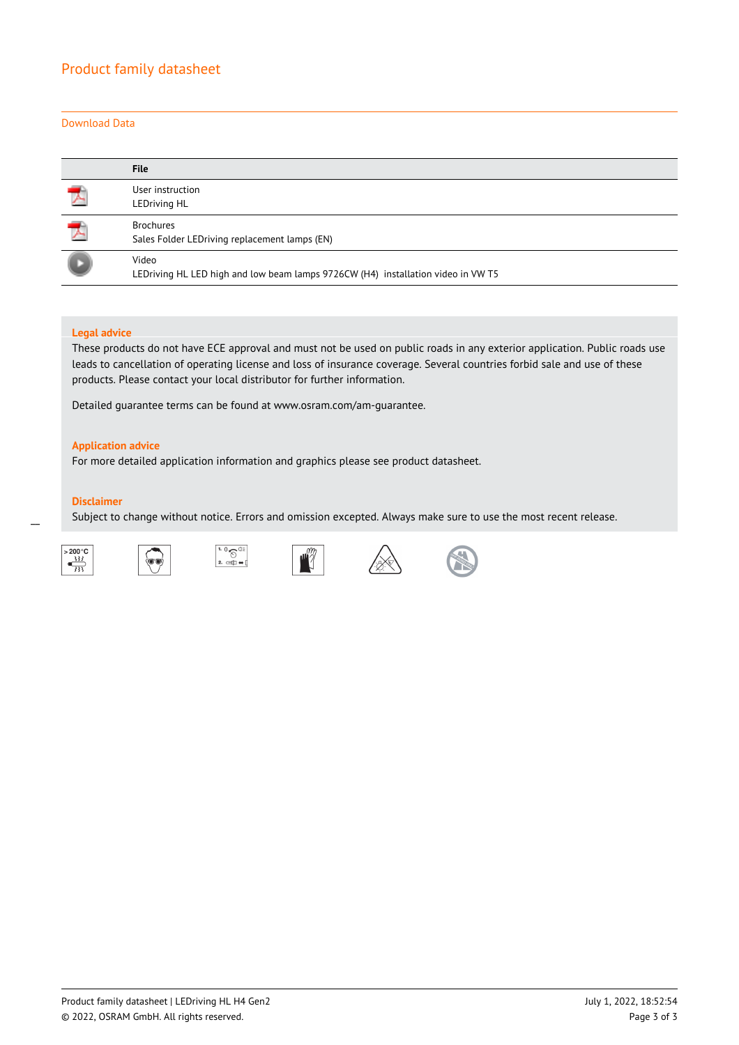## Download Data

| | File |
|---|---|
| | User instruction<br>LEDriving HL |
| | Brochures<br>Sales Folder LEDriving replacement lamps (EN) |
| | Video<br>LEDriving HL LED high and low beam lamps 9726CW (H4) installation video in VW T5 |

### Legal advice

These products do not have ECE approval and must not be used on public roads in any exterior application. Public roads use leads to cancellation of operating license and loss of insurance coverage. Several countries forbid sale and use of these products. Please contact your local distributor for further information.

Detailed guarantee terms can be found at www.osram.com/am-guarantee.

### Application advice

For more detailed application information and graphics please see product datasheet.

### Disclaimer

Subject to change without notice. Errors and omission excepted. Always make sure to use the most recent release.

> 200°C

1.
2.